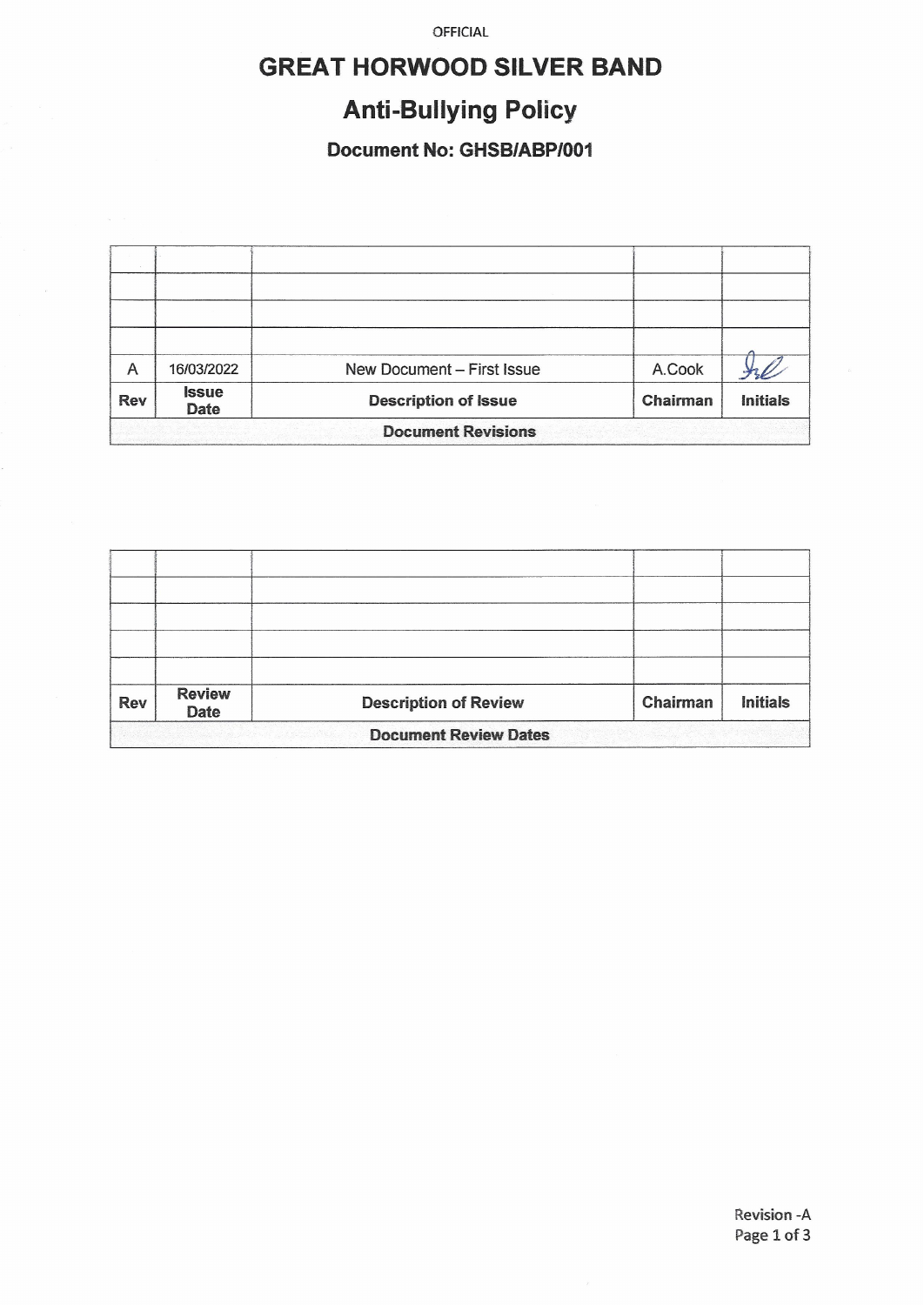OFFICIAL

# GREAT HORWOOD SILVER BAND

## Anti-Bullying Policy

### Document No: GHSB/ABP/001

| Rev | Issue Date | Description of Issue | Chairman | Initials |
|---|---|---|---|---|
| | | | | |
| | | | | |
| | | | | |
| | | | | |
| A | 16/03/2022 | New Document – First Issue | A.Cook | [signature] |

**Document Revisions**

| Rev | Review Date | Description of Review | Chairman | Initials |
|---|---|---|---|---|
| | | | | |
| | | | | |
| | | | | |
| | | | | |
| | | | | |

**Document Review Dates**

Revision -A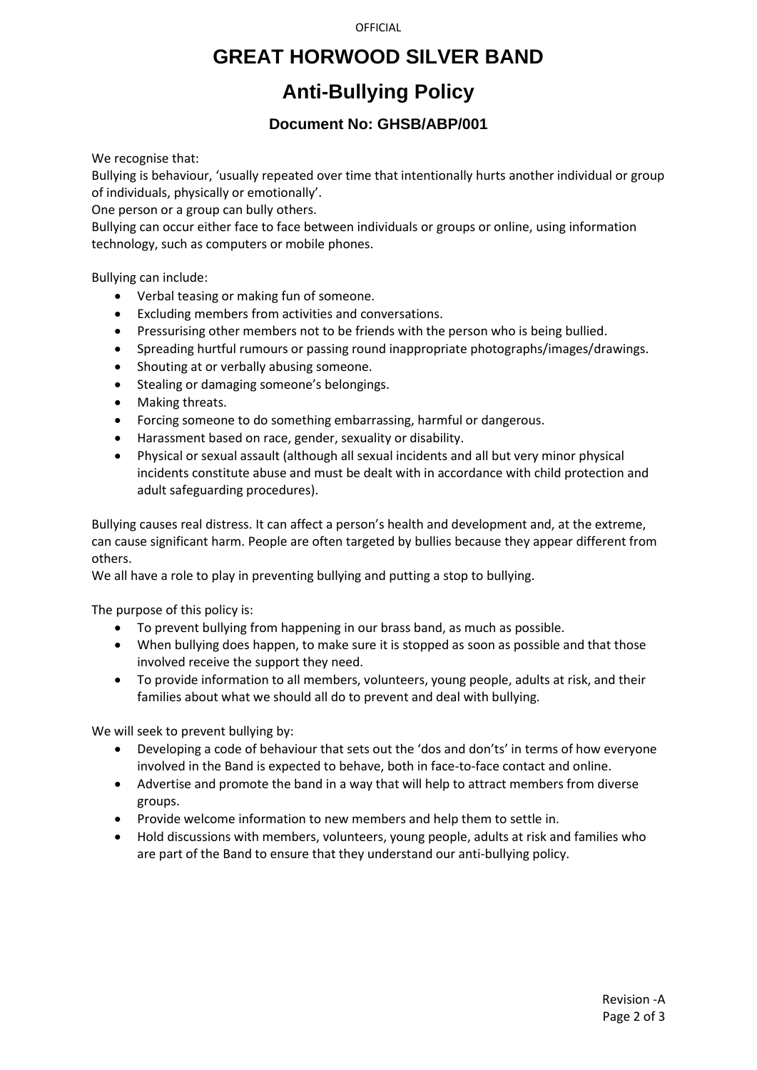# GREAT HORWOOD SILVER BAND

## Anti-Bullying Policy

### Document No: GHSB/ABP/001

We recognise that:
Bullying is behaviour, 'usually repeated over time that intentionally hurts another individual or group of individuals, physically or emotionally'.
One person or a group can bully others.
Bullying can occur either face to face between individuals or groups or online, using information technology, such as computers or mobile phones.

Bullying can include:

- Verbal teasing or making fun of someone.
- Excluding members from activities and conversations.
- Pressurising other members not to be friends with the person who is being bullied.
- Spreading hurtful rumours or passing round inappropriate photographs/images/drawings.
- Shouting at or verbally abusing someone.
- Stealing or damaging someone's belongings.
- Making threats.
- Forcing someone to do something embarrassing, harmful or dangerous.
- Harassment based on race, gender, sexuality or disability.
- Physical or sexual assault (although all sexual incidents and all but very minor physical incidents constitute abuse and must be dealt with in accordance with child protection and adult safeguarding procedures).

Bullying causes real distress. It can affect a person's health and development and, at the extreme, can cause significant harm. People are often targeted by bullies because they appear different from others.
We all have a role to play in preventing bullying and putting a stop to bullying.

The purpose of this policy is:

- To prevent bullying from happening in our brass band, as much as possible.
- When bullying does happen, to make sure it is stopped as soon as possible and that those involved receive the support they need.
- To provide information to all members, volunteers, young people, adults at risk, and their families about what we should all do to prevent and deal with bullying.

We will seek to prevent bullying by:

- Developing a code of behaviour that sets out the 'dos and don'ts' in terms of how everyone involved in the Band is expected to behave, both in face-to-face contact and online.
- Advertise and promote the band in a way that will help to attract members from diverse groups.
- Provide welcome information to new members and help them to settle in.
- Hold discussions with members, volunteers, young people, adults at risk and families who are part of the Band to ensure that they understand our anti-bullying policy.

Revision -A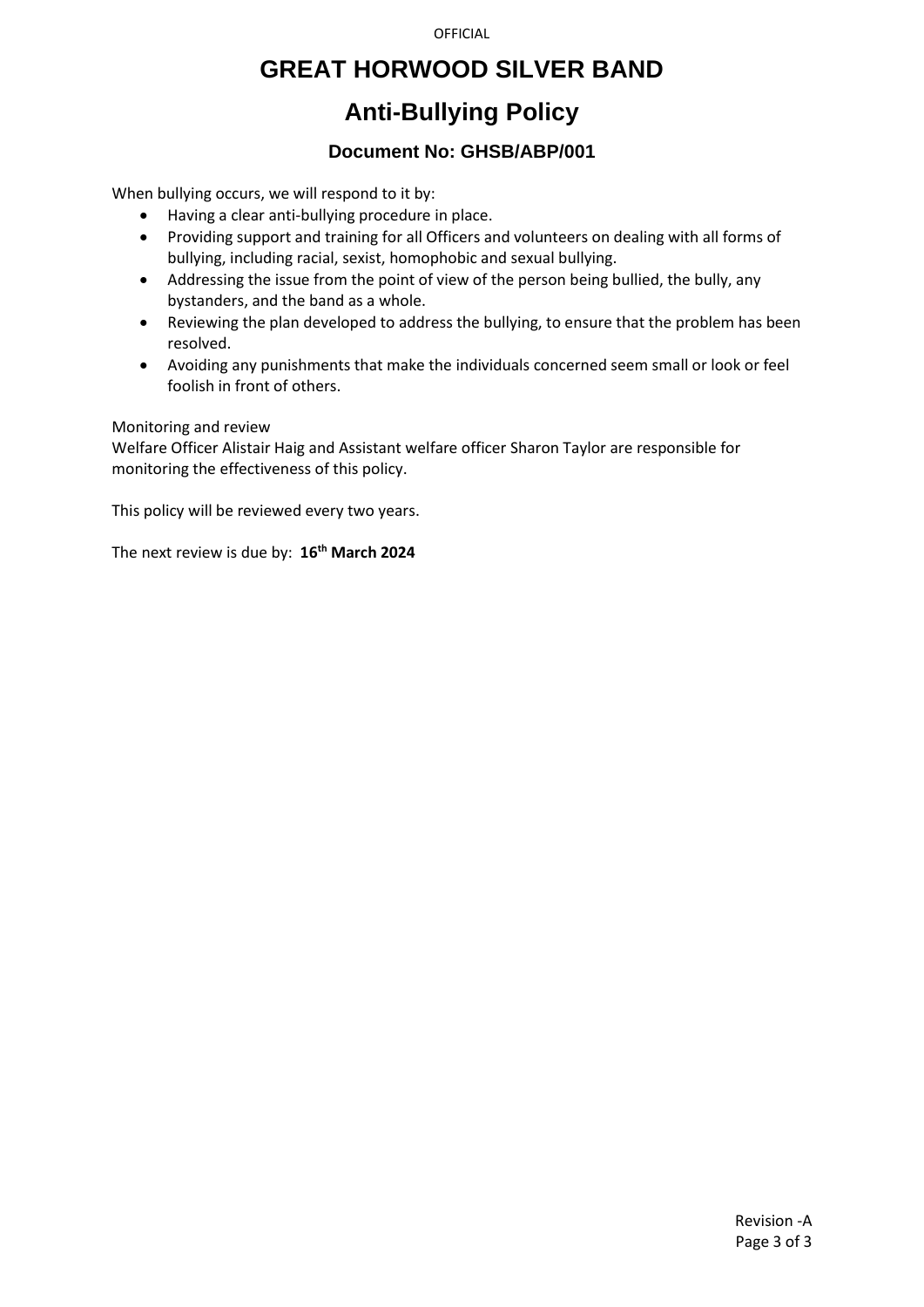# GREAT HORWOOD SILVER BAND

## Anti-Bullying Policy

### Document No: GHSB/ABP/001

When bullying occurs, we will respond to it by:

- Having a clear anti-bullying procedure in place.
- Providing support and training for all Officers and volunteers on dealing with all forms of bullying, including racial, sexist, homophobic and sexual bullying.
- Addressing the issue from the point of view of the person being bullied, the bully, any bystanders, and the band as a whole.
- Reviewing the plan developed to address the bullying, to ensure that the problem has been resolved.
- Avoiding any punishments that make the individuals concerned seem small or look or feel foolish in front of others.

Monitoring and review
Welfare Officer Alistair Haig and Assistant welfare officer Sharon Taylor are responsible for monitoring the effectiveness of this policy.

This policy will be reviewed every two years.

The next review is due by: **16th March 2024**